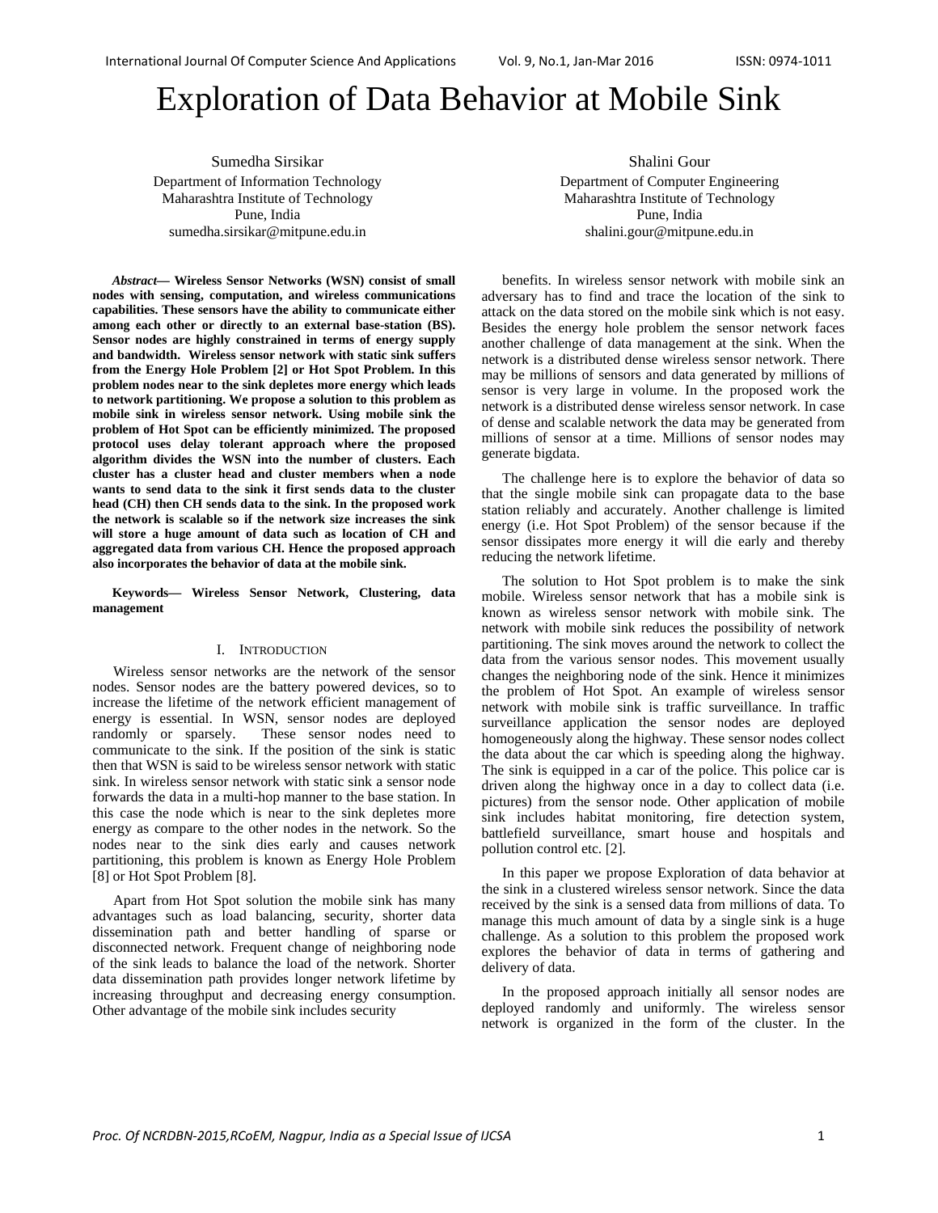# Exploration of Data Behavior at Mobile Sink

Sumedha Sirsikar
Department of Information Technology
Maharashtra Institute of Technology
Pune, India
sumedha.sirsikar@mitpune.edu.in

Shalini Gour
Department of Computer Engineering
Maharashtra Institute of Technology
Pune, India
shalini.gour@mitpune.edu.in

***Abstract*— Wireless Sensor Networks (WSN) consist of small nodes with sensing, computation, and wireless communications capabilities. These sensors have the ability to communicate either among each other or directly to an external base-station (BS). Sensor nodes are highly constrained in terms of energy supply and bandwidth. Wireless sensor network with static sink suffers from the Energy Hole Problem [2] or Hot Spot Problem. In this problem nodes near to the sink depletes more energy which leads to network partitioning. We propose a solution to this problem as mobile sink in wireless sensor network. Using mobile sink the problem of Hot Spot can be efficiently minimized. The proposed protocol uses delay tolerant approach where the proposed algorithm divides the WSN into the number of clusters. Each cluster has a cluster head and cluster members when a node wants to send data to the sink it first sends data to the cluster head (CH) then CH sends data to the sink. In the proposed work the network is scalable so if the network size increases the sink will store a huge amount of data such as location of CH and aggregated data from various CH. Hence the proposed approach also incorporates the behavior of data at the mobile sink.**

**Keywords— Wireless Sensor Network, Clustering, data management**

## I. Introduction

Wireless sensor networks are the network of the sensor nodes. Sensor nodes are the battery powered devices, so to increase the lifetime of the network efficient management of energy is essential. In WSN, sensor nodes are deployed randomly or sparsely. These sensor nodes need to communicate to the sink. If the position of the sink is static then that WSN is said to be wireless sensor network with static sink. In wireless sensor network with static sink a sensor node forwards the data in a multi-hop manner to the base station. In this case the node which is near to the sink depletes more energy as compare to the other nodes in the network. So the nodes near to the sink dies early and causes network partitioning, this problem is known as Energy Hole Problem [8] or Hot Spot Problem [8].

Apart from Hot Spot solution the mobile sink has many advantages such as load balancing, security, shorter data dissemination path and better handling of sparse or disconnected network. Frequent change of neighboring node of the sink leads to balance the load of the network. Shorter data dissemination path provides longer network lifetime by increasing throughput and decreasing energy consumption. Other advantage of the mobile sink includes security benefits. In wireless sensor network with mobile sink an adversary has to find and trace the location of the sink to attack on the data stored on the mobile sink which is not easy. Besides the energy hole problem the sensor network faces another challenge of data management at the sink. When the network is a distributed dense wireless sensor network. There may be millions of sensors and data generated by millions of sensor is very large in volume. In the proposed work the network is a distributed dense wireless sensor network. In case of dense and scalable network the data may be generated from millions of sensor at a time. Millions of sensor nodes may generate bigdata.

The challenge here is to explore the behavior of data so that the single mobile sink can propagate data to the base station reliably and accurately. Another challenge is limited energy (i.e. Hot Spot Problem) of the sensor because if the sensor dissipates more energy it will die early and thereby reducing the network lifetime.

The solution to Hot Spot problem is to make the sink mobile. Wireless sensor network that has a mobile sink is known as wireless sensor network with mobile sink. The network with mobile sink reduces the possibility of network partitioning. The sink moves around the network to collect the data from the various sensor nodes. This movement usually changes the neighboring node of the sink. Hence it minimizes the problem of Hot Spot. An example of wireless sensor network with mobile sink is traffic surveillance. In traffic surveillance application the sensor nodes are deployed homogeneously along the highway. These sensor nodes collect the data about the car which is speeding along the highway. The sink is equipped in a car of the police. This police car is driven along the highway once in a day to collect data (i.e. pictures) from the sensor node. Other application of mobile sink includes habitat monitoring, fire detection system, battlefield surveillance, smart house and hospitals and pollution control etc. [2].

In this paper we propose Exploration of data behavior at the sink in a clustered wireless sensor network. Since the data received by the sink is a sensed data from millions of data. To manage this much amount of data by a single sink is a huge challenge. As a solution to this problem the proposed work explores the behavior of data in terms of gathering and delivery of data.

In the proposed approach initially all sensor nodes are deployed randomly and uniformly. The wireless sensor network is organized in the form of the cluster. In the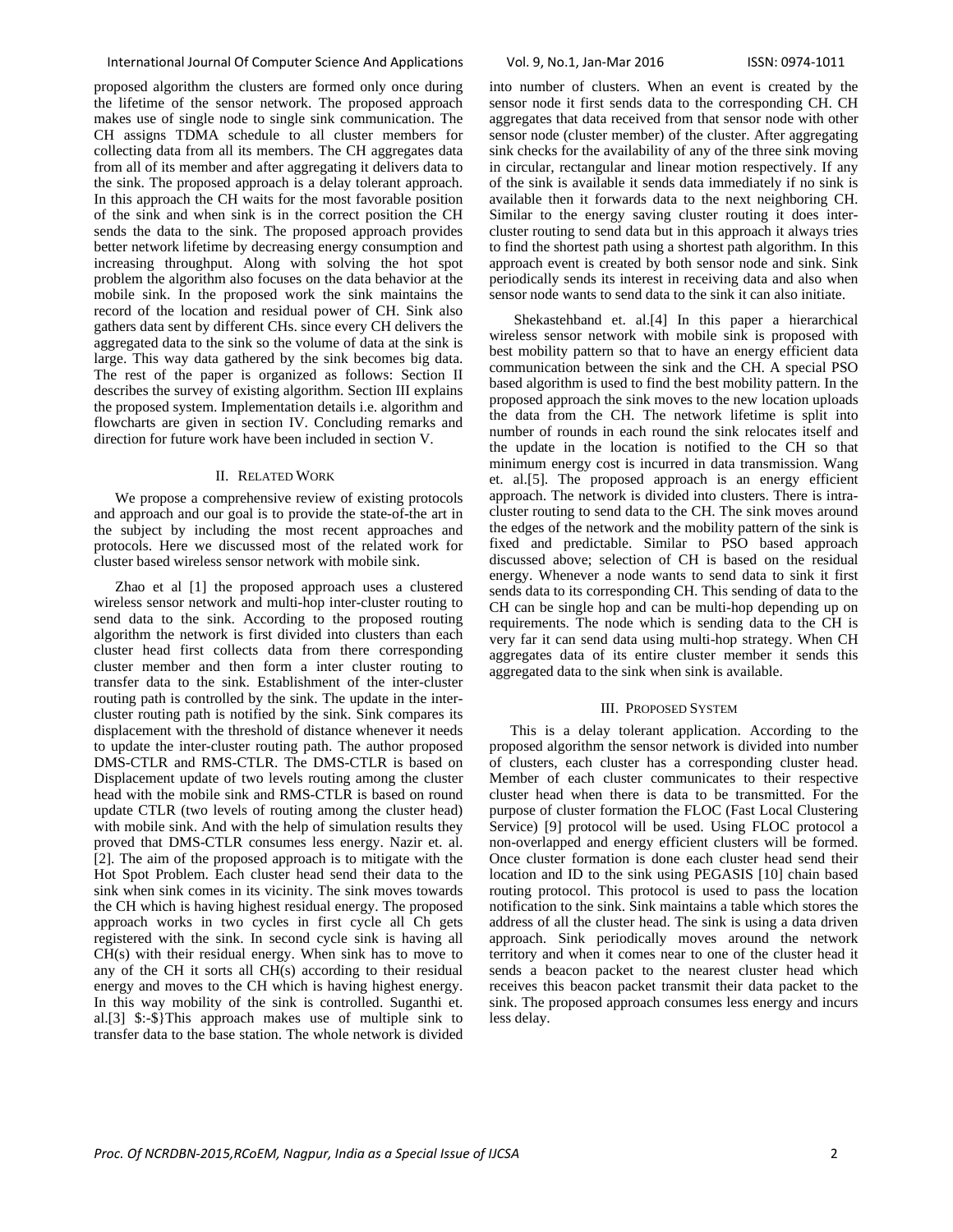proposed algorithm the clusters are formed only once during the lifetime of the sensor network. The proposed approach makes use of single node to single sink communication. The CH assigns TDMA schedule to all cluster members for collecting data from all its members. The CH aggregates data from all of its member and after aggregating it delivers data to the sink. The proposed approach is a delay tolerant approach. In this approach the CH waits for the most favorable position of the sink and when sink is in the correct position the CH sends the data to the sink. The proposed approach provides better network lifetime by decreasing energy consumption and increasing throughput. Along with solving the hot spot problem the algorithm also focuses on the data behavior at the mobile sink. In the proposed work the sink maintains the record of the location and residual power of CH. Sink also gathers data sent by different CHs. since every CH delivers the aggregated data to the sink so the volume of data at the sink is large. This way data gathered by the sink becomes big data. The rest of the paper is organized as follows: Section II describes the survey of existing algorithm. Section III explains the proposed system. Implementation details i.e. algorithm and flowcharts are given in section IV. Concluding remarks and direction for future work have been included in section V.

## II. Related Work

We propose a comprehensive review of existing protocols and approach and our goal is to provide the state-of-the art in the subject by including the most recent approaches and protocols. Here we discussed most of the related work for cluster based wireless sensor network with mobile sink.

Zhao et al [1] the proposed approach uses a clustered wireless sensor network and multi-hop inter-cluster routing to send data to the sink. According to the proposed routing algorithm the network is first divided into clusters than each cluster head first collects data from there corresponding cluster member and then form a inter cluster routing to transfer data to the sink. Establishment of the inter-cluster routing path is controlled by the sink. The update in the inter-cluster routing path is notified by the sink. Sink compares its displacement with the threshold of distance whenever it needs to update the inter-cluster routing path. The author proposed DMS-CTLR and RMS-CTLR. The DMS-CTLR is based on Displacement update of two levels routing among the cluster head with the mobile sink and RMS-CTLR is based on round update CTLR (two levels of routing among the cluster head) with mobile sink. And with the help of simulation results they proved that DMS-CTLR consumes less energy. Nazir et. al. [2]. The aim of the proposed approach is to mitigate with the Hot Spot Problem. Each cluster head send their data to the sink when sink comes in its vicinity. The sink moves towards the CH which is having highest residual energy. The proposed approach works in two cycles in first cycle all Ch gets registered with the sink. In second cycle sink is having all CH(s) with their residual energy. When sink has to move to any of the CH it sorts all CH(s) according to their residual energy and moves to the CH which is having highest energy. In this way mobility of the sink is controlled. Suganthi et. al.[3] $:-$}This approach makes use of multiple sink to transfer data to the base station. The whole network is divided into number of clusters. When an event is created by the sensor node it first sends data to the corresponding CH. CH aggregates that data received from that sensor node with other sensor node (cluster member) of the cluster. After aggregating sink checks for the availability of any of the three sink moving in circular, rectangular and linear motion respectively. If any of the sink is available it sends data immediately if no sink is available then it forwards data to the next neighboring CH. Similar to the energy saving cluster routing it does inter-cluster routing to send data but in this approach it always tries to find the shortest path using a shortest path algorithm. In this approach event is created by both sensor node and sink. Sink periodically sends its interest in receiving data and also when sensor node wants to send data to the sink it can also initiate.

Shekastehband et. al.[4] In this paper a hierarchical wireless sensor network with mobile sink is proposed with best mobility pattern so that to have an energy efficient data communication between the sink and the CH. A special PSO based algorithm is used to find the best mobility pattern. In the proposed approach the sink moves to the new location uploads the data from the CH. The network lifetime is split into number of rounds in each round the sink relocates itself and the update in the location is notified to the CH so that minimum energy cost is incurred in data transmission. Wang et. al.[5]. The proposed approach is an energy efficient approach. The network is divided into clusters. There is intra-cluster routing to send data to the CH. The sink moves around the edges of the network and the mobility pattern of the sink is fixed and predictable. Similar to PSO based approach discussed above; selection of CH is based on the residual energy. Whenever a node wants to send data to sink it first sends data to its corresponding CH. This sending of data to the CH can be single hop and can be multi-hop depending up on requirements. The node which is sending data to the CH is very far it can send data using multi-hop strategy. When CH aggregates data of its entire cluster member it sends this aggregated data to the sink when sink is available.

## III. Proposed System

This is a delay tolerant application. According to the proposed algorithm the sensor network is divided into number of clusters, each cluster has a corresponding cluster head. Member of each cluster communicates to their respective cluster head when there is data to be transmitted. For the purpose of cluster formation the FLOC (Fast Local Clustering Service) [9] protocol will be used. Using FLOC protocol a non-overlapped and energy efficient clusters will be formed. Once cluster formation is done each cluster head send their location and ID to the sink using PEGASIS [10] chain based routing protocol. This protocol is used to pass the location notification to the sink. Sink maintains a table which stores the address of all the cluster head. The sink is using a data driven approach. Sink periodically moves around the network territory and when it comes near to one of the cluster head it sends a beacon packet to the nearest cluster head which receives this beacon packet transmit their data packet to the sink. The proposed approach consumes less energy and incurs less delay.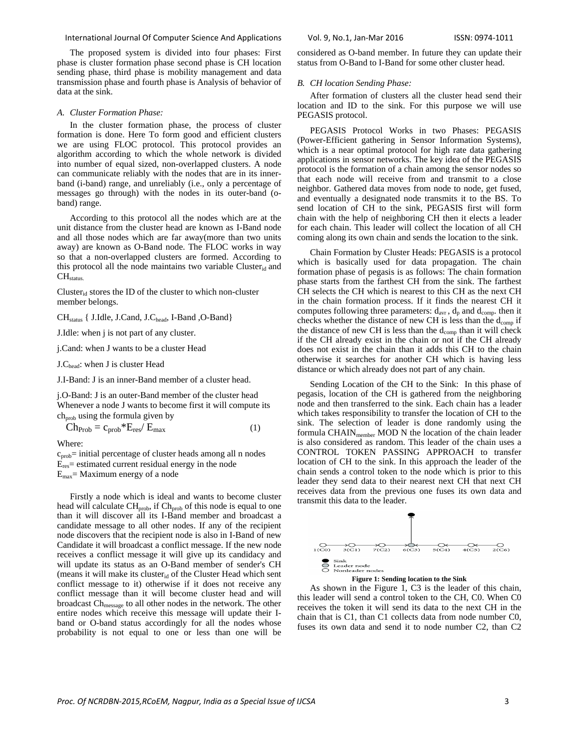The proposed system is divided into four phases: First phase is cluster formation phase second phase is CH location sending phase, third phase is mobility management and data transmission phase and fourth phase is Analysis of behavior of data at the sink.

### *A. Cluster Formation Phase:*

In the cluster formation phase, the process of cluster formation is done. Here To form good and efficient clusters we are using FLOC protocol. This protocol provides an algorithm according to which the whole network is divided into number of equal sized, non-overlapped clusters. A node can communicate reliably with the nodes that are in its inner-band (i-band) range, and unreliably (i.e., only a percentage of messages go through) with the nodes in its outer-band (o-band) range.

According to this protocol all the nodes which are at the unit distance from the cluster head are known as I-Band node and all those nodes which are far away(more than two units away) are known as O-Band node. The FLOC works in way so that a non-overlapped clusters are formed. According to this protocol all the node maintains two variable $Cluster_{id}$ and $CH_{status.}$

$Cluster_{id}$ stores the ID of the cluster to which non-cluster member belongs.

$CH_{status}$ { J.Idle, J.Cand, $J.C_{head}$, I-Band ,O-Band}

J.Idle: when j is not part of any cluster.

j.Cand: when J wants to be a cluster Head

$J.C_{head}$: when J is cluster Head

J.I-Band: J is an inner-Band member of a cluster head.

j.O-Band: J is an outer-Band member of the cluster head Whenever a node J wants to become first it will compute its $ch_{prob}$ using the formula given by

$$Ch_{Prob} = c_{prob} * E_{res} / E_{max} \quad (1)$$

Where:

$c_{prob}$= initial percentage of cluster heads among all n nodes
$E_{res}$= estimated current residual energy in the node
$E_{max}$= Maximum energy of a node

Firstly a node which is ideal and wants to become cluster head will calculate $CH_{prob}$, if $Ch_{prob}$ of this node is equal to one than it will discover all its I-Band member and broadcast a candidate message to all other nodes. If any of the recipient node discovers that the recipient node is also in I-Band of new Candidate it will broadcast a conflict message. If the new node receives a conflict message it will give up its candidacy and will update its status as an O-Band member of sender's CH (means it will make its $cluster_{id}$ of the Cluster Head which sent conflict message to it) otherwise if it does not receive any conflict message than it will become cluster head and will broadcast $Ch_{message}$ to all other nodes in the network. The other entire nodes which receive this message will update their I-band or O-band status accordingly for all the nodes whose probability is not equal to one or less than one will be considered as O-band member. In future they can update their status from O-Band to I-Band for some other cluster head.

### *B. CH location Sending Phase:*

After formation of clusters all the cluster head send their location and ID to the sink. For this purpose we will use PEGASIS protocol.

PEGASIS Protocol Works in two Phases: PEGASIS (Power-Efficient gathering in Sensor Information Systems), which is a near optimal protocol for high rate data gathering applications in sensor networks. The key idea of the PEGASIS protocol is the formation of a chain among the sensor nodes so that each node will receive from and transmit to a close neighbor. Gathered data moves from node to node, get fused, and eventually a designated node transmits it to the BS. To send location of CH to the sink, PEGASIS first will form chain with the help of neighboring CH then it elects a leader for each chain. This leader will collect the location of all CH coming along its own chain and sends the location to the sink.

Chain Formation by Cluster Heads: PEGASIS is a protocol which is basically used for data propagation. The chain formation phase of pegasis is as follows: The chain formation phase starts from the farthest CH from the sink. The farthest CH selects the CH which is nearest to this CH as the next CH in the chain formation process. If it finds the nearest CH it computes following three parameters: $d_{avr}$ , $d_p$ and $d_{comp}$. then it checks whether the distance of new CH is less than the $d_{comp}$ if the distance of new CH is less than the $d_{comp}$ than it will check if the CH already exist in the chain or not if the CH already does not exist in the chain than it adds this CH to the chain otherwise it searches for another CH which is having less distance or which already does not part of any chain.

Sending Location of the CH to the Sink: In this phase of pegasis, location of the CH is gathered from the neighboring node and then transferred to the sink. Each chain has a leader which takes responsibility to transfer the location of CH to the sink. The selection of leader is done randomly using the formula $CHAIN_{member}$ MOD N the location of the chain leader is also considered as random. This leader of the chain uses a CONTROL TOKEN PASSING APPROACH to transfer location of CH to the sink. In this approach the leader of the chain sends a control token to the node which is prior to this leader they send data to their nearest next CH that next CH receives data from the previous one fuses its own data and transmit this data to the leader.

1(C0) 3(C1) 7(C2) 6(C3) 5(C4) 4(C5) 2(C6)

Sink
Leader node
Nonleader nodes

**Figure 1: Sending location to the Sink**

As shown in the Figure 1, C3 is the leader of this chain, this leader will send a control token to the CH, C0. When C0 receives the token it will send its data to the next CH in the chain that is C1, than C1 collects data from node number C0, fuses its own data and send it to node number C2, than C2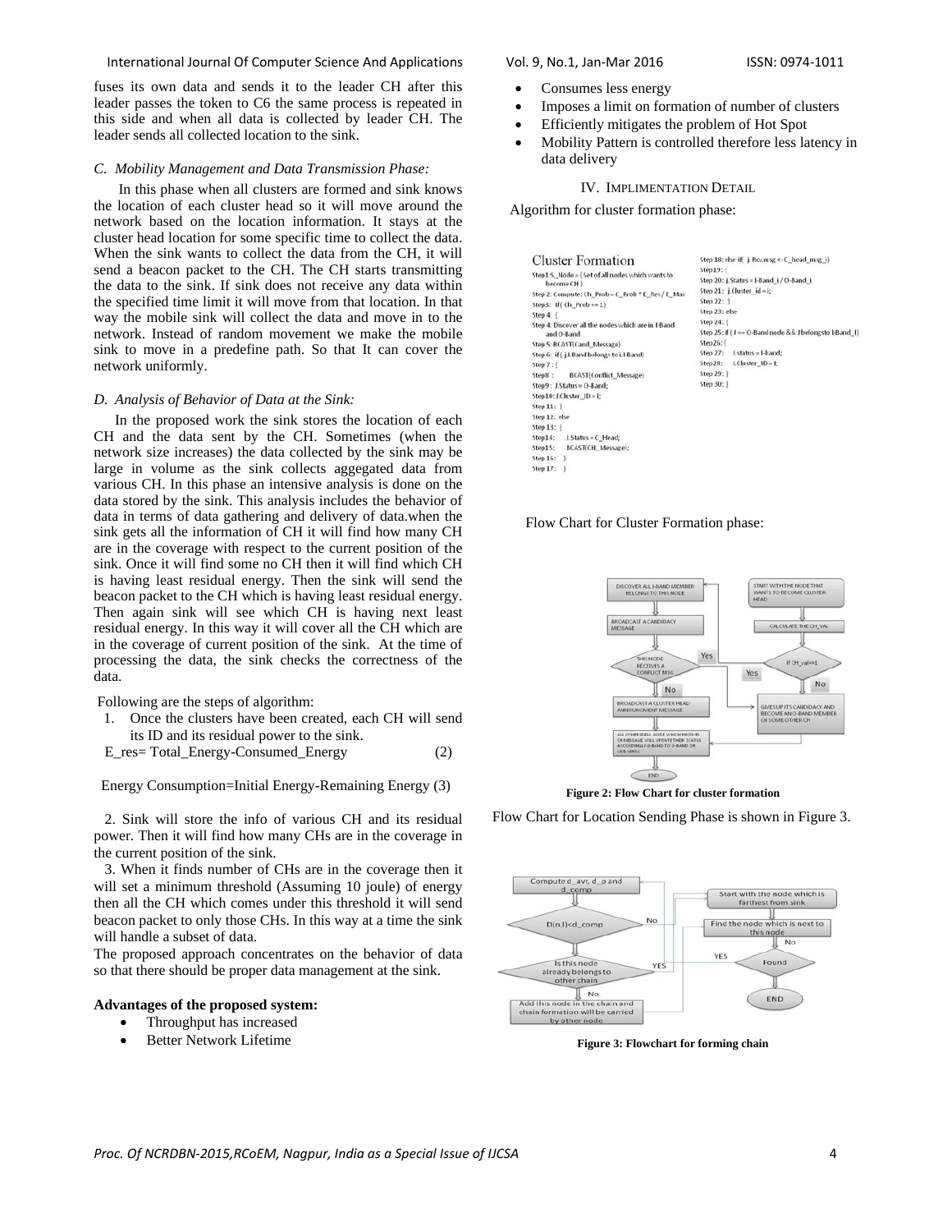fuses its own data and sends it to the leader CH after this leader passes the token to C6 the same process is repeated in this side and when all data is collected by leader CH. The leader sends all collected location to the sink.

### *C. Mobility Management and Data Transmission Phase:*

In this phase when all clusters are formed and sink knows the location of each cluster head so it will move around the network based on the location information. It stays at the cluster head location for some specific time to collect the data. When the sink wants to collect the data from the CH, it will send a beacon packet to the CH. The CH starts transmitting the data to the sink. If sink does not receive any data within the specified time limit it will move from that location. In that way the mobile sink will collect the data and move in to the network. Instead of random movement we make the mobile sink to move in a predefine path. So that It can cover the network uniformly.

### *D. Analysis of Behavior of Data at the Sink:*

In the proposed work the sink stores the location of each CH and the data sent by the CH. Sometimes (when the network size increases) the data collected by the sink may be large in volume as the sink collects aggegated data from various CH. In this phase an intensive analysis is done on the data stored by the sink. This analysis includes the behavior of data in terms of data gathering and delivery of data.when the sink gets all the information of CH it will find how many CH are in the coverage with respect to the current position of the sink. Once it will find some no CH then it will find which CH is having least residual energy. Then the sink will send the beacon packet to the CH which is having least residual energy. Then again sink will see which CH is having next least residual energy. In this way it will cover all the CH which are in the coverage of current position of the sink. At the time of processing the data, the sink checks the correctness of the data.

Following are the steps of algorithm:

1. Once the clusters have been created, each CH will send its ID and its residual power to the sink.

E_res= Total_Energy-Consumed_Energy (2)

Energy Consumption=Initial Energy-Remaining Energy (3)

2. Sink will store the info of various CH and its residual power. Then it will find how many CHs are in the coverage in the current position of the sink.

3. When it finds number of CHs are in the coverage then it will set a minimum threshold (Assuming 10 joule) of energy then all the CH which comes under this threshold it will send beacon packet to only those CHs. In this way at a time the sink will handle a subset of data.

The proposed approach concentrates on the behavior of data so that there should be proper data management at the sink.

**Advantages of the proposed system:**

- Throughput has increased
- Better Network Lifetime
- Consumes less energy
- Imposes a limit on formation of number of clusters
- Efficiently mitigates the problem of Hot Spot
- Mobility Pattern is controlled therefore less latency in data delivery

## IV. IMPLIMENTATION DETAIL

Algorithm for cluster formation phase:

```
Cluster Formation
Step1:S_Node = { Set of all nodes which wants to
    become CH }
Step 2: Compute: Ch_Prob = C_Prob * E_Res / E_Max
Step3: If( Ch_Prob == 1)
Step 4: {
Step 4: Discover all the nodes which are in I-Band
    and O-Band
Step 5: BCAST(Cand_Message)
Step 6: if ( j.I-Band belongs to i.I-Band)
Step 7 : {
Step8 :      BCAST(Conflict_Message)
Step9 : J.Status = O-Band;
Step10: J.Cluster_ID = I;
Step 11: }
Step 12: else
Step 13: {
Step14:    J.Status = C_Head;
Step15:    BCAST(CH_Message);
Step 16:   }
Step 17:  }
Step 18: else if( j.Rcv.msg <- C_head_msg_i)
Step19: {
Step 20: j.Status = I-Band_i / O-Band_i
Step 21: j.Cluster_id = i;
Step 22: }
Step 23: else
Step 24: {
Step 25: if ( J == O-Band node && J belongs to I-Band_I)
Step26: {
Step 27:    J.status = I-band;
Step28:     J.Cluster_ID = I;
Step 29: }
Step 30: }
```

Flow Chart for Cluster Formation phase:

Figure 2: Flow Chart for cluster formation

Flow Chart for Location Sending Phase is shown in Figure 3.

Figure 3: Flowchart for forming chain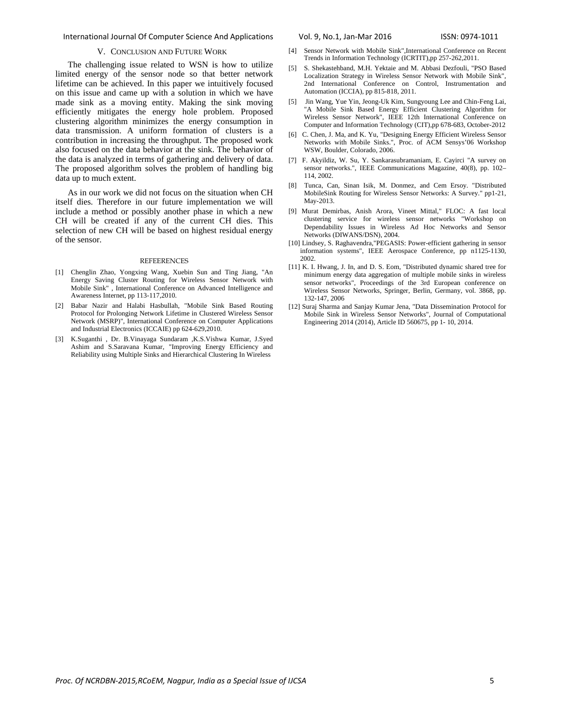## V. Conclusion and Future Work

The challenging issue related to WSN is how to utilize limited energy of the sensor node so that better network lifetime can be achieved. In this paper we intuitively focused on this issue and came up with a solution in which we have made sink as a moving entity. Making the sink moving efficiently mitigates the energy hole problem. Proposed clustering algorithm minimizes the energy consumption in data transmission. A uniform formation of clusters is a contribution in increasing the throughput. The proposed work also focused on the data behavior at the sink. The behavior of the data is analyzed in terms of gathering and delivery of data. The proposed algorithm solves the problem of handling big data up to much extent.

As in our work we did not focus on the situation when CH itself dies. Therefore in our future implementation we will include a method or possibly another phase in which a new CH will be created if any of the current CH dies. This selection of new CH will be based on highest residual energy of the sensor.

## REFEERENCES

[1] Chenglin Zhao, Yongxing Wang, Xuebin Sun and Ting Jiang, "An Energy Saving Cluster Routing for Wireless Sensor Network with Mobile Sink" , International Conference on Advanced Intelligence and Awareness Internet, pp 113-117,2010.

[2] Babar Nazir and Halabi Hasbullah, "Mobile Sink Based Routing Protocol for Prolonging Network Lifetime in Clustered Wireless Sensor Network (MSRP)", International Conference on Computer Applications and Industrial Electronics (ICCAIE) pp 624-629,2010.

[3] K.Suganthi , Dr. B.Vinayaga Sundaram ,K.S.Vishwa Kumar, J.Syed Ashim and S.Saravana Kumar, "Improving Energy Efficiency and Reliability using Multiple Sinks and Hierarchical Clustering In Wireless Sensor Network with Mobile Sink",International Conference on Recent Trends in Information Technology (ICRTIT),pp 257-262,2011.

[4] S. Shekastehband, M.H. Yektaie and M. Abbasi Dezfouli, "PSO Based Localization Strategy in Wireless Sensor Network with Mobile Sink", 2nd International Conference on Control, Instrumentation and Automation (ICCIA), pp 815-818, 2011.

[5] Jin Wang, Yue Yin, Jeong-Uk Kim, Sungyoung Lee and Chin-Feng Lai, "A Mobile Sink Based Energy Efficient Clustering Algorithm for Wireless Sensor Network", IEEE 12th International Conference on Computer and Information Technology (CIT),pp 678-683, October-2012

[6] C. Chen, J. Ma, and K. Yu, "Designing Energy Efficient Wireless Sensor Networks with Mobile Sinks.", Proc. of ACM Sensys'06 Workshop WSW, Boulder, Colorado, 2006.

[7] F. Akyildiz, W. Su, Y. Sankarasubramaniam, E. Cayirci "A survey on sensor networks.", IEEE Communications Magazine, 40(8), pp. 102–114, 2002.

[8] Tunca, Can, Sinan Isik, M. Donmez, and Cem Ersoy. "Distributed MobileSink Routing for Wireless Sensor Networks: A Survey." pp1-21, May-2013.

[9] Murat Demirbas, Anish Arora, Vineet Mittal," FLOC: A fast local clustering service for wireless sensor networks "Workshop on Dependability Issues in Wireless Ad Hoc Networks and Sensor Networks (DIWANS/DSN), 2004.

[10] Lindsey, S. Raghavendra,"PEGASIS: Power-efficient gathering in sensor information systems", IEEE Aerospace Conference, pp n1125-1130, 2002.

[11] K. I. Hwang, J. In, and D. S. Eom, "Distributed dynamic shared tree for minimum energy data aggregation of multiple mobile sinks in wireless sensor networks", Proceedings of the 3rd European conference on Wireless Sensor Networks, Springer, Berlin, Germany, vol. 3868, pp. 132-147, 2006

[12] Suraj Sharma and Sanjay Kumar Jena, "Data Dissemination Protocol for Mobile Sink in Wireless Sensor Networks", Journal of Computational Engineering 2014 (2014), Article ID 560675, pp 1- 10, 2014.